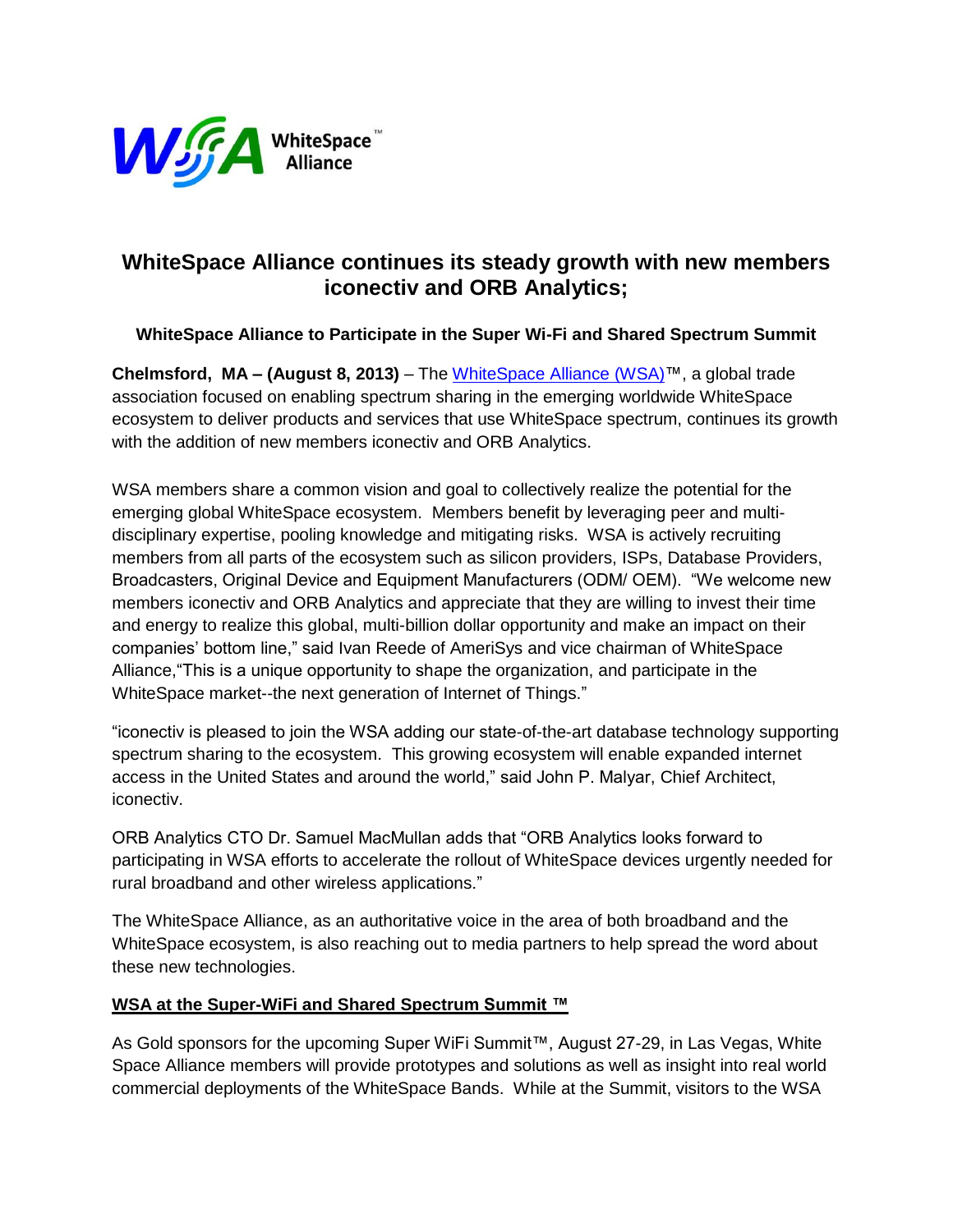WhiteSpace™ Alliance

# WhiteSpace Alliance continues its steady growth with new members iconectiv and ORB Analytics;

### WhiteSpace Alliance to Participate in the Super Wi-Fi and Shared Spectrum Summit

**Chelmsford, MA – (August 8, 2013)** – The WhiteSpace Alliance (WSA)™, a global trade association focused on enabling spectrum sharing in the emerging worldwide WhiteSpace ecosystem to deliver products and services that use WhiteSpace spectrum, continues its growth with the addition of new members iconectiv and ORB Analytics.

WSA members share a common vision and goal to collectively realize the potential for the emerging global WhiteSpace ecosystem. Members benefit by leveraging peer and multi-disciplinary expertise, pooling knowledge and mitigating risks. WSA is actively recruiting members from all parts of the ecosystem such as silicon providers, ISPs, Database Providers, Broadcasters, Original Device and Equipment Manufacturers (ODM/ OEM). "We welcome new members iconectiv and ORB Analytics and appreciate that they are willing to invest their time and energy to realize this global, multi-billion dollar opportunity and make an impact on their companies' bottom line," said Ivan Reede of AmeriSys and vice chairman of WhiteSpace Alliance,"This is a unique opportunity to shape the organization, and participate in the WhiteSpace market--the next generation of Internet of Things."

"iconectiv is pleased to join the WSA adding our state-of-the-art database technology supporting spectrum sharing to the ecosystem. This growing ecosystem will enable expanded internet access in the United States and around the world," said John P. Malyar, Chief Architect, iconectiv.

ORB Analytics CTO Dr. Samuel MacMullan adds that "ORB Analytics looks forward to participating in WSA efforts to accelerate the rollout of WhiteSpace devices urgently needed for rural broadband and other wireless applications."

The WhiteSpace Alliance, as an authoritative voice in the area of both broadband and the WhiteSpace ecosystem, is also reaching out to media partners to help spread the word about these new technologies.

### WSA at the Super-WiFi and Shared Spectrum Summit ™

As Gold sponsors for the upcoming Super WiFi Summit™, August 27-29, in Las Vegas, White Space Alliance members will provide prototypes and solutions as well as insight into real world commercial deployments of the WhiteSpace Bands. While at the Summit, visitors to the WSA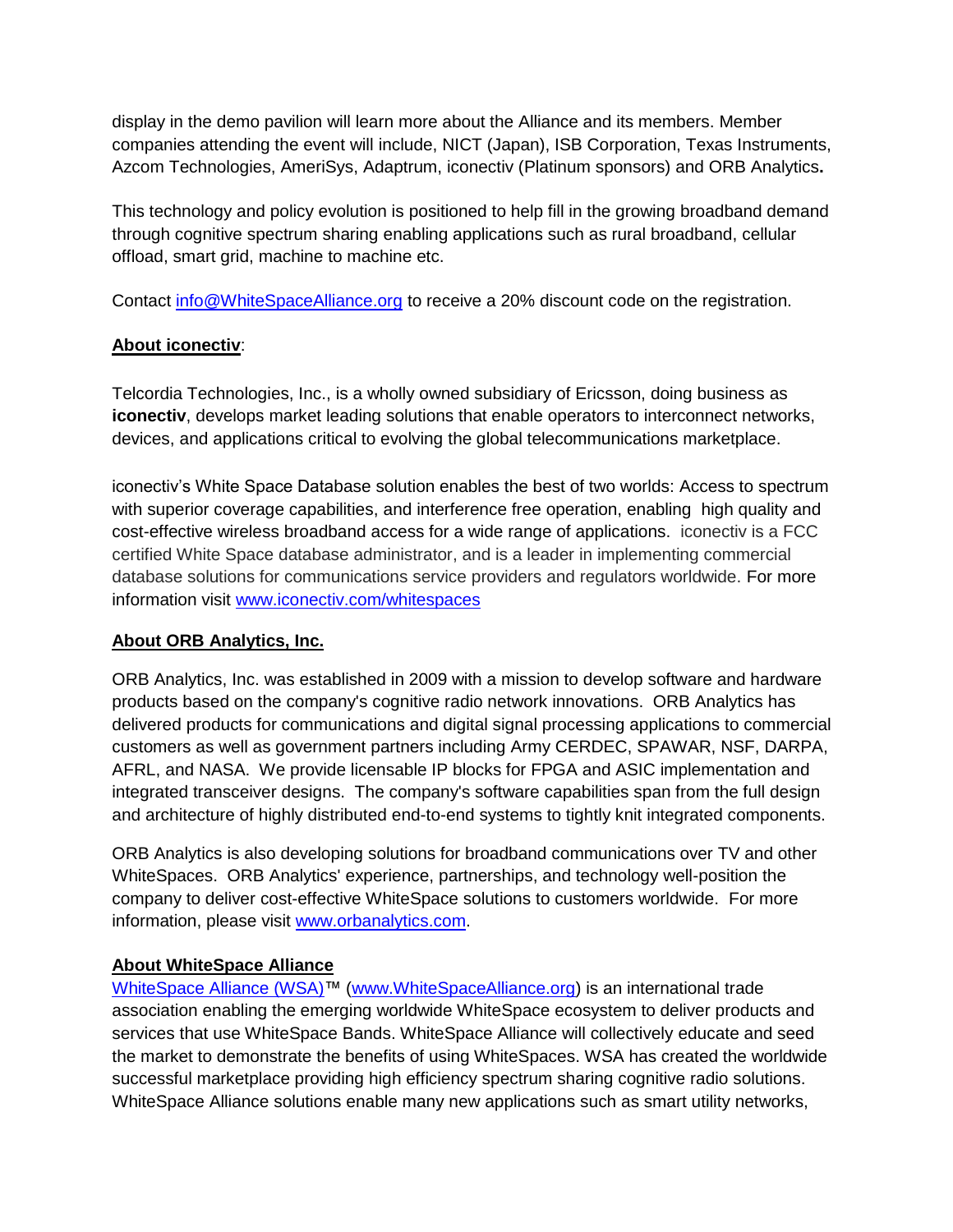display in the demo pavilion will learn more about the Alliance and its members. Member companies attending the event will include, NICT (Japan), ISB Corporation, Texas Instruments, Azcom Technologies, AmeriSys, Adaptrum, iconectiv (Platinum sponsors) and ORB Analytics**.**

This technology and policy evolution is positioned to help fill in the growing broadband demand through cognitive spectrum sharing enabling applications such as rural broadband, cellular offload, smart grid, machine to machine etc.

Contact [info@WhiteSpaceAlliance.org](mailto:info@WhiteSpaceAlliance.org) to receive a 20% discount code on the registration.

**<u>About iconectiv</u>**:

Telcordia Technologies, Inc., is a wholly owned subsidiary of Ericsson, doing business as **iconectiv**, develops market leading solutions that enable operators to interconnect networks, devices, and applications critical to evolving the global telecommunications marketplace.

iconectiv's White Space Database solution enables the best of two worlds: Access to spectrum with superior coverage capabilities, and interference free operation, enabling high quality and cost-effective wireless broadband access for a wide range of applications. iconectiv is a FCC certified White Space database administrator, and is a leader in implementing commercial database solutions for communications service providers and regulators worldwide. For more information visit [www.iconectiv.com/whitespaces](http://www.iconectiv.com/whitespaces)

**<u>About ORB Analytics, Inc.</u>**

ORB Analytics, Inc. was established in 2009 with a mission to develop software and hardware products based on the company's cognitive radio network innovations. ORB Analytics has delivered products for communications and digital signal processing applications to commercial customers as well as government partners including Army CERDEC, SPAWAR, NSF, DARPA, AFRL, and NASA. We provide licensable IP blocks for FPGA and ASIC implementation and integrated transceiver designs. The company's software capabilities span from the full design and architecture of highly distributed end-to-end systems to tightly knit integrated components.

ORB Analytics is also developing solutions for broadband communications over TV and other WhiteSpaces. ORB Analytics' experience, partnerships, and technology well-position the company to deliver cost-effective WhiteSpace solutions to customers worldwide. For more information, please visit [www.orbanalytics.com](http://www.orbanalytics.com).

**<u>About WhiteSpace Alliance</u>**

[WhiteSpace Alliance (WSA)](http://www.WhiteSpaceAlliance.org)™ ([www.WhiteSpaceAlliance.org](http://www.WhiteSpaceAlliance.org)) is an international trade association enabling the emerging worldwide WhiteSpace ecosystem to deliver products and services that use WhiteSpace Bands. WhiteSpace Alliance will collectively educate and seed the market to demonstrate the benefits of using WhiteSpaces. WSA has created the worldwide successful marketplace providing high efficiency spectrum sharing cognitive radio solutions. WhiteSpace Alliance solutions enable many new applications such as smart utility networks,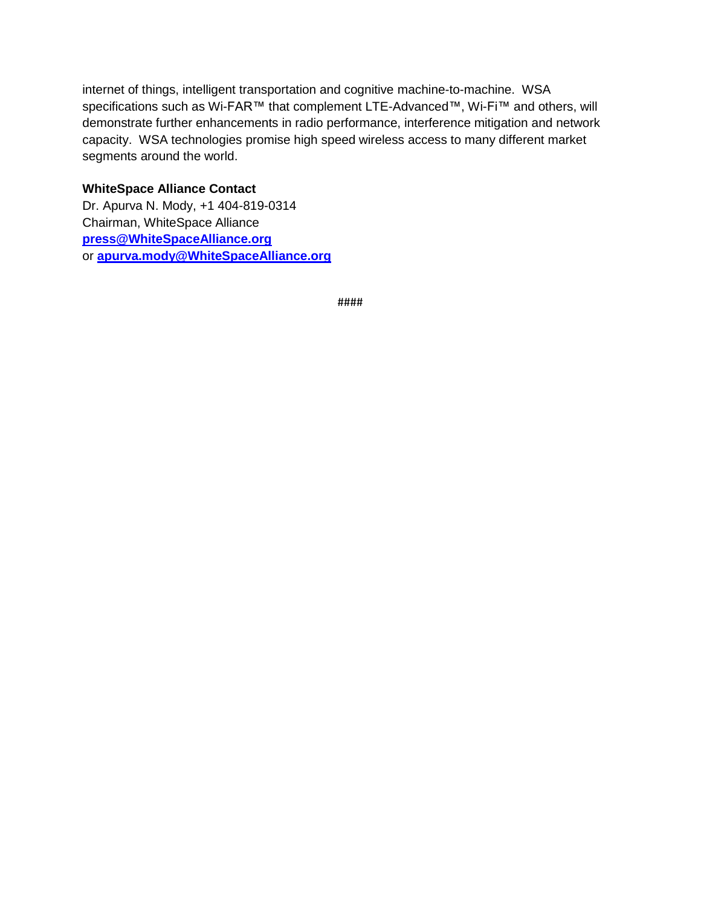internet of things, intelligent transportation and cognitive machine-to-machine. WSA specifications such as Wi-FAR™ that complement LTE-Advanced™, Wi-Fi™ and others, will demonstrate further enhancements in radio performance, interference mitigation and network capacity. WSA technologies promise high speed wireless access to many different market segments around the world.

**WhiteSpace Alliance Contact**
Dr. Apurva N. Mody, +1 404-819-0314
Chairman, WhiteSpace Alliance
**press@WhiteSpaceAlliance.org**
or **apurva.mody@WhiteSpaceAlliance.org**

####